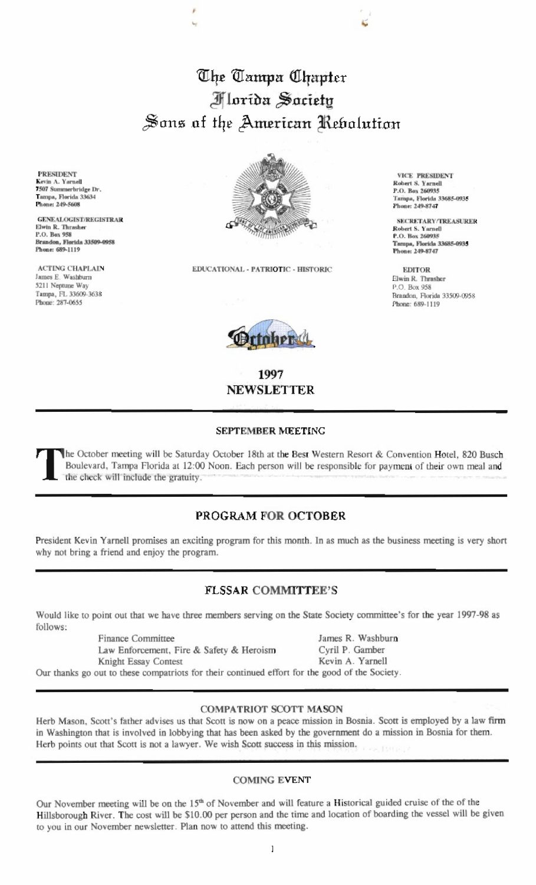# The Tampa Chapter
# Florida Society
# Sons of the American Revolution

**PRESIDENT**
Kevin A. Yarnell
7507 Summerbridge Dr.
Tampa, Florida 33634
Phone: 249-5608

**GENEALOGIST/REGISTRAR**
Elwin R. Thrasher
P.O. Box 958
Brandon, Florida 33509-0958
Phone: 689-1119

**ACTING CHAPLAIN**
James E. Washburn
5211 Neptune Way
Tampa, FL 33609-3638
Phone: 287-0655

**VICE PRESIDENT**
Robert S. Yarnell
P.O. Box 260935
Tampa, Florida 33685-0935
Phone: 249-8747

**SECRETARY/TREASURER**
Robert S. Yarnell
P.O. Box 260935
Tampa, Florida 33685-0935
Phone: 249-8747

**EDITOR**
Elwin R. Thrasher
P.O. Box 958
Brandon, Florida 33509-0958
Phone: 689-1119

EDUCATIONAL - PATRIOTIC - HISTORIC

October

**1997**
**NEWSLETTER**

## SEPTEMBER MEETING

The October meeting will be Saturday October 18th at the Best Western Resort & Convention Hotel, 820 Busch Boulevard, Tampa Florida at 12:00 Noon. Each person will be responsible for payment of their own meal and the check will include the gratuity.

## PROGRAM FOR OCTOBER

President Kevin Yarnell promises an exciting program for this month. In as much as the business meeting is very short why not bring a friend and enjoy the program.

## FLSSAR COMMITTEE'S

Would like to point out that we have three members serving on the State Society committee's for the year 1997-98 as follows:

| Committee | Member |
|---|---|
| Finance Committee | James R. Washburn |
| Law Enforcement, Fire & Safety & Heroism | Cyril P. Gamber |
| Knight Essay Contest | Kevin A. Yarnell |

Our thanks go out to these compatriots for their continued effort for the good of the Society.

## COMPATRIOT SCOTT MASON

Herb Mason, Scott's father advises us that Scott is now on a peace mission in Bosnia. Scott is employed by a law firm in Washington that is involved in lobbying that has been asked by the government do a mission in Bosnia for them. Herb points out that Scott is not a lawyer. We wish Scott success in this mission.

## COMING EVENT

Our November meeting will be on the 15th of November and will feature a Historical guided cruise of the of the Hillsborough River. The cost will be $10.00 per person and the time and location of boarding the vessel will be given to you in our November newsletter. Plan now to attend this meeting.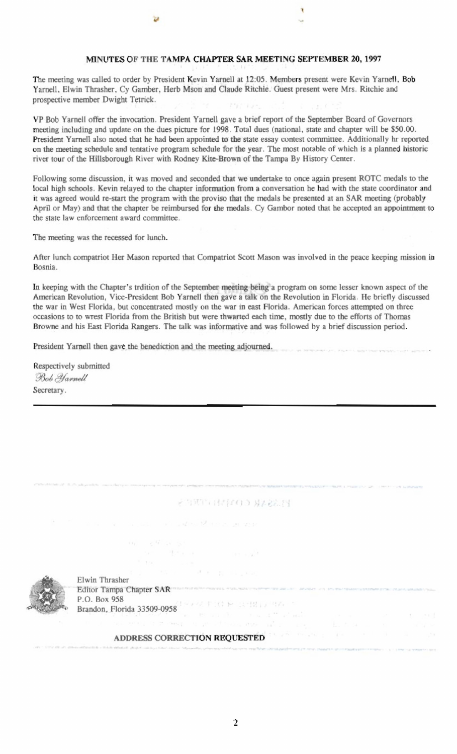## MINUTES OF THE TAMPA CHAPTER SAR MEETING SEPTEMBER 20, 1997

The meeting was called to order by President Kevin Yarnell at 12:05. Members present were Kevin Yarnell, Bob Yarnell, Elwin Thrasher, Cy Gamber, Herb Mson and Claude Ritchie. Guest present were Mrs. Ritchie and prospective member Dwight Tetrick.

VP Bob Yarnell offer the invocation. President Yarnell gave a brief report of the September Board of Governors meeting including and update on the dues picture for 1998. Total dues (national, state and chapter will be $50.00. President Yarnell also noted that he had been appointed to the state essay contest committee. Additionally hr reported on the meeting schedule and tentative program schedule for the year. The most notable of which is a planned historic river tour of the Hillsborough River with Rodney Kite-Brown of the Tampa By History Center.

Following some discussion, it was moved and seconded that we undertake to once again present ROTC medals to the local high schools. Kevin relayed to the chapter information from a conversation he had with the state coordinator and it was agreed would re-start the program with the proviso that the medals be presented at an SAR meeting (probably April or May) and that the chapter be reimbursed for the medals. Cy Gambor noted that he accepted an appointment to the state law enforcement award committee.

The meeting was the recessed for lunch.

After lunch compatriot Her Mason reported that Compatriot Scott Mason was involved in the peace keeping mission in Bosnia.

In keeping with the Chapter's trdition of the September meeting being a program on some lesser known aspect of the American Revolution, Vice-President Bob Yarnell then gave a talk on the Revolution in Florida. He briefly discussed the war in West Florida, but concentrated mostly on the war in east Florida. American forces attempted on three occasions to to wrest Florida from the British but were thwarted each time, mostly due to the efforts of Thomas Browne and his East Florida Rangers. The talk was informative and was followed by a brief discussion period.

President Yarnell then gave the benediction and the meeting adjourned.

Respectively submitted

*Bob Yarnell*

Secretary.

---

Elwin Thrasher
Editor Tampa Chapter SAR
P.O. Box 958
Brandon, Florida 33509-0958

**ADDRESS CORRECTION REQUESTED**